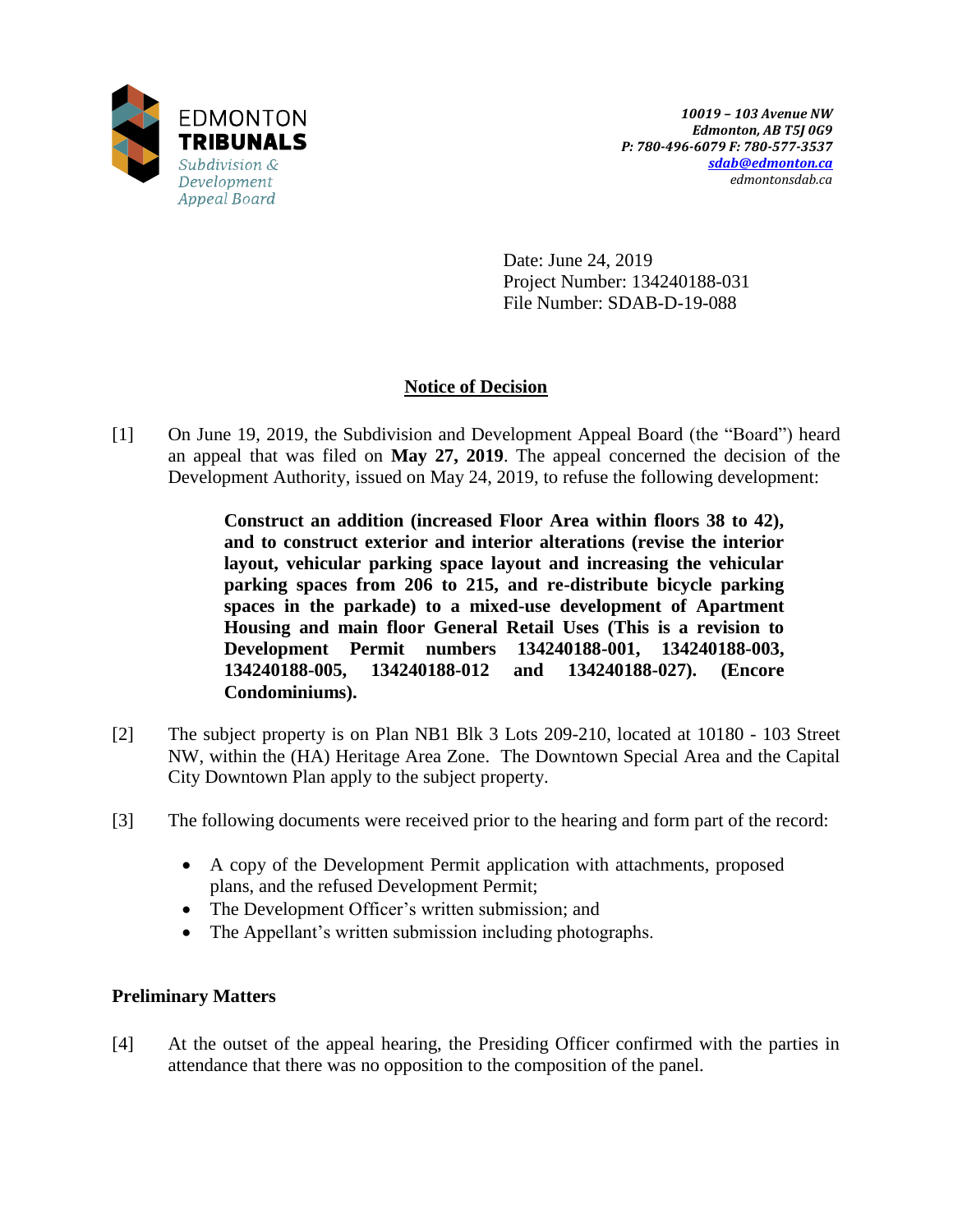EDMONTON
**TRIBUNALS**
*Subdivision & Development Appeal Board*

***10019 – 103 Avenue NW***
***Edmonton, AB T5J 0G9***
***P: 780-496-6079 F: 780-577-3537***
***sdab@edmonton.ca***
*edmontonsdab.ca*

Date: June 24, 2019
Project Number: 134240188-031
File Number: SDAB-D-19-088

## Notice of Decision

[1] On June 19, 2019, the Subdivision and Development Appeal Board (the "Board") heard an appeal that was filed on **May 27, 2019**. The appeal concerned the decision of the Development Authority, issued on May 24, 2019, to refuse the following development:

> **Construct an addition (increased Floor Area within floors 38 to 42), and to construct exterior and interior alterations (revise the interior layout, vehicular parking space layout and increasing the vehicular parking spaces from 206 to 215, and re-distribute bicycle parking spaces in the parkade) to a mixed-use development of Apartment Housing and main floor General Retail Uses (This is a revision to Development Permit numbers 134240188-001, 134240188-003, 134240188-005, 134240188-012 and 134240188-027). (Encore Condominiums).**

[2] The subject property is on Plan NB1 Blk 3 Lots 209-210, located at 10180 - 103 Street NW, within the (HA) Heritage Area Zone. The Downtown Special Area and the Capital City Downtown Plan apply to the subject property.

[3] The following documents were received prior to the hearing and form part of the record:

- A copy of the Development Permit application with attachments, proposed plans, and the refused Development Permit;
- The Development Officer's written submission; and
- The Appellant's written submission including photographs.

### Preliminary Matters

[4] At the outset of the appeal hearing, the Presiding Officer confirmed with the parties in attendance that there was no opposition to the composition of the panel.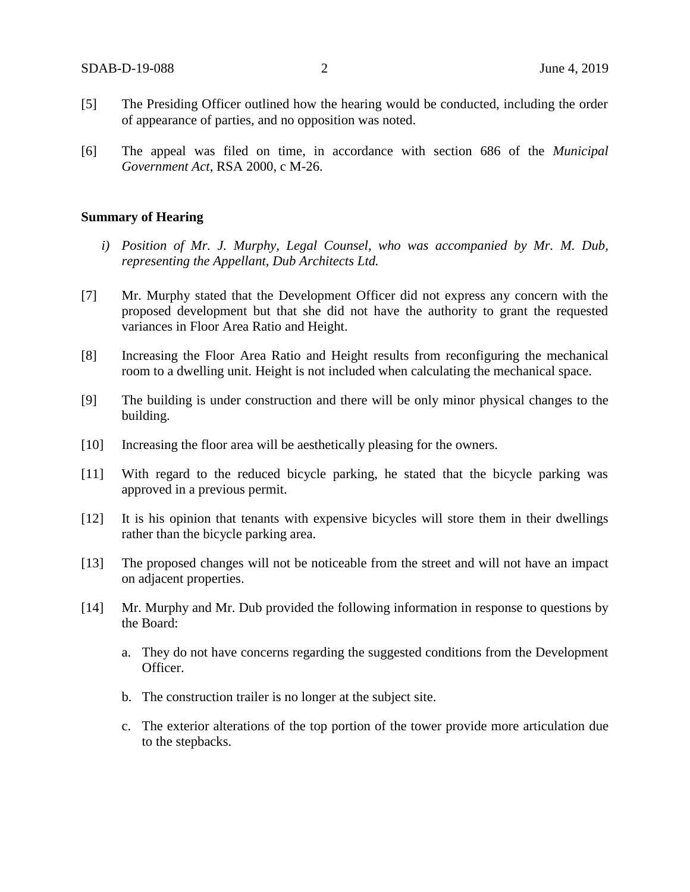[5] The Presiding Officer outlined how the hearing would be conducted, including the order of appearance of parties, and no opposition was noted.

[6] The appeal was filed on time, in accordance with section 686 of the *Municipal Government Act*, RSA 2000, c M-26.

**Summary of Hearing**

*i) Position of Mr. J. Murphy, Legal Counsel, who was accompanied by Mr. M. Dub, representing the Appellant, Dub Architects Ltd.*

[7] Mr. Murphy stated that the Development Officer did not express any concern with the proposed development but that she did not have the authority to grant the requested variances in Floor Area Ratio and Height.

[8] Increasing the Floor Area Ratio and Height results from reconfiguring the mechanical room to a dwelling unit. Height is not included when calculating the mechanical space.

[9] The building is under construction and there will be only minor physical changes to the building.

[10] Increasing the floor area will be aesthetically pleasing for the owners.

[11] With regard to the reduced bicycle parking, he stated that the bicycle parking was approved in a previous permit.

[12] It is his opinion that tenants with expensive bicycles will store them in their dwellings rather than the bicycle parking area.

[13] The proposed changes will not be noticeable from the street and will not have an impact on adjacent properties.

[14] Mr. Murphy and Mr. Dub provided the following information in response to questions by the Board:

a. They do not have concerns regarding the suggested conditions from the Development Officer.

b. The construction trailer is no longer at the subject site.

c. The exterior alterations of the top portion of the tower provide more articulation due to the stepbacks.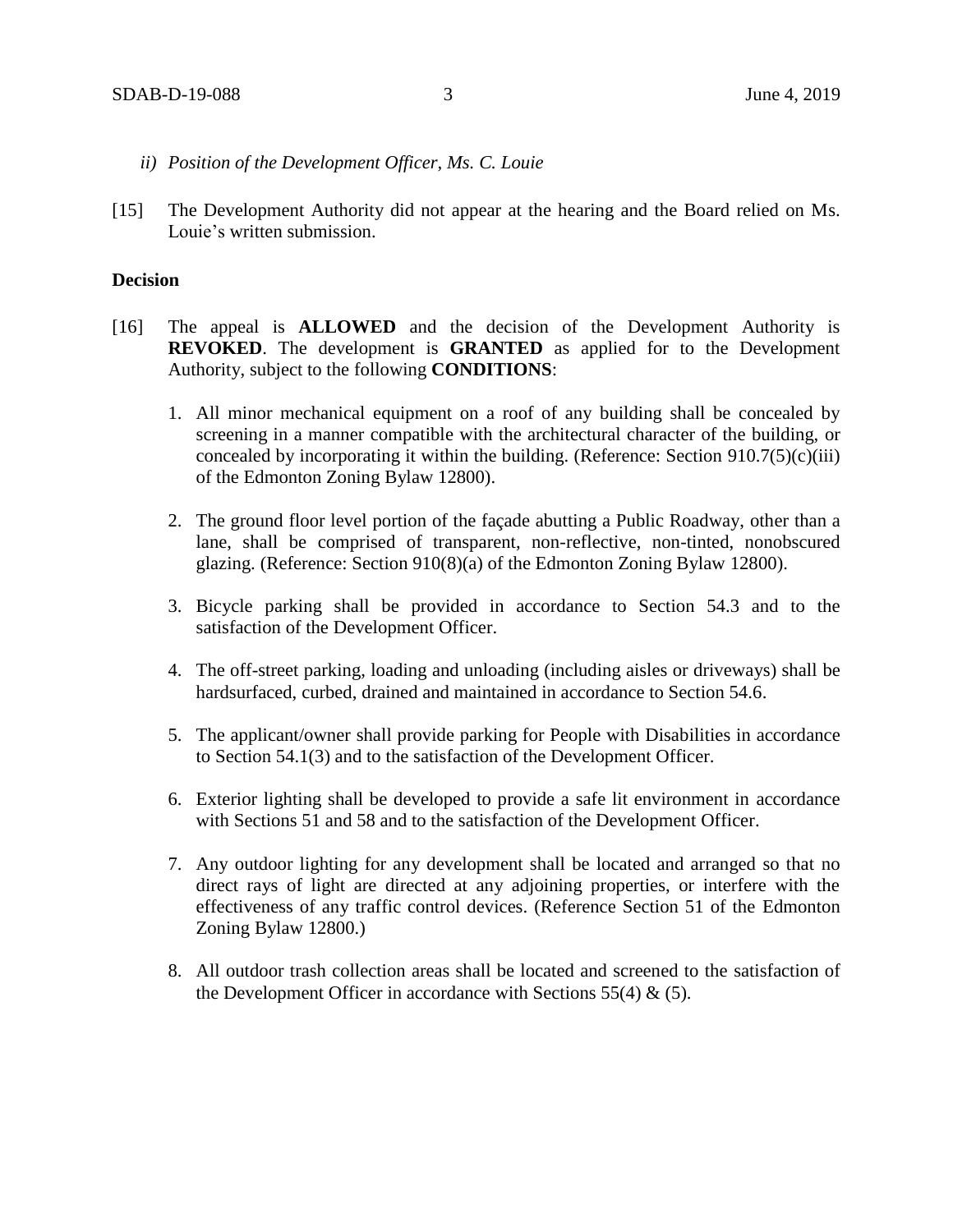*ii) Position of the Development Officer, Ms. C. Louie*

[15] The Development Authority did not appear at the hearing and the Board relied on Ms. Louie's written submission.

**Decision**

[16] The appeal is **ALLOWED** and the decision of the Development Authority is **REVOKED**. The development is **GRANTED** as applied for to the Development Authority, subject to the following **CONDITIONS**:

1. All minor mechanical equipment on a roof of any building shall be concealed by screening in a manner compatible with the architectural character of the building, or concealed by incorporating it within the building. (Reference: Section 910.7(5)(c)(iii) of the Edmonton Zoning Bylaw 12800).

2. The ground floor level portion of the façade abutting a Public Roadway, other than a lane, shall be comprised of transparent, non-reflective, non-tinted, nonobscured glazing. (Reference: Section 910(8)(a) of the Edmonton Zoning Bylaw 12800).

3. Bicycle parking shall be provided in accordance to Section 54.3 and to the satisfaction of the Development Officer.

4. The off-street parking, loading and unloading (including aisles or driveways) shall be hardsurfaced, curbed, drained and maintained in accordance to Section 54.6.

5. The applicant/owner shall provide parking for People with Disabilities in accordance to Section 54.1(3) and to the satisfaction of the Development Officer.

6. Exterior lighting shall be developed to provide a safe lit environment in accordance with Sections 51 and 58 and to the satisfaction of the Development Officer.

7. Any outdoor lighting for any development shall be located and arranged so that no direct rays of light are directed at any adjoining properties, or interfere with the effectiveness of any traffic control devices. (Reference Section 51 of the Edmonton Zoning Bylaw 12800.)

8. All outdoor trash collection areas shall be located and screened to the satisfaction of the Development Officer in accordance with Sections 55(4) & (5).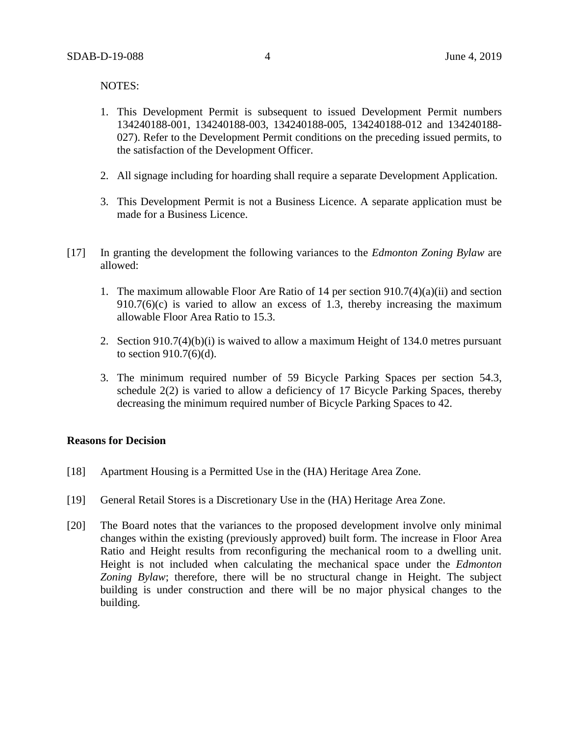NOTES:

1. This Development Permit is subsequent to issued Development Permit numbers 134240188-001, 134240188-003, 134240188-005, 134240188-012 and 134240188-027). Refer to the Development Permit conditions on the preceding issued permits, to the satisfaction of the Development Officer.

2. All signage including for hoarding shall require a separate Development Application.

3. This Development Permit is not a Business Licence. A separate application must be made for a Business Licence.

[17] In granting the development the following variances to the *Edmonton Zoning Bylaw* are allowed:

1. The maximum allowable Floor Are Ratio of 14 per section 910.7(4)(a)(ii) and section 910.7(6)(c) is varied to allow an excess of 1.3, thereby increasing the maximum allowable Floor Area Ratio to 15.3.

2. Section 910.7(4)(b)(i) is waived to allow a maximum Height of 134.0 metres pursuant to section 910.7(6)(d).

3. The minimum required number of 59 Bicycle Parking Spaces per section 54.3, schedule 2(2) is varied to allow a deficiency of 17 Bicycle Parking Spaces, thereby decreasing the minimum required number of Bicycle Parking Spaces to 42.

**Reasons for Decision**

[18] Apartment Housing is a Permitted Use in the (HA) Heritage Area Zone.

[19] General Retail Stores is a Discretionary Use in the (HA) Heritage Area Zone.

[20] The Board notes that the variances to the proposed development involve only minimal changes within the existing (previously approved) built form. The increase in Floor Area Ratio and Height results from reconfiguring the mechanical room to a dwelling unit. Height is not included when calculating the mechanical space under the *Edmonton Zoning Bylaw*; therefore, there will be no structural change in Height. The subject building is under construction and there will be no major physical changes to the building.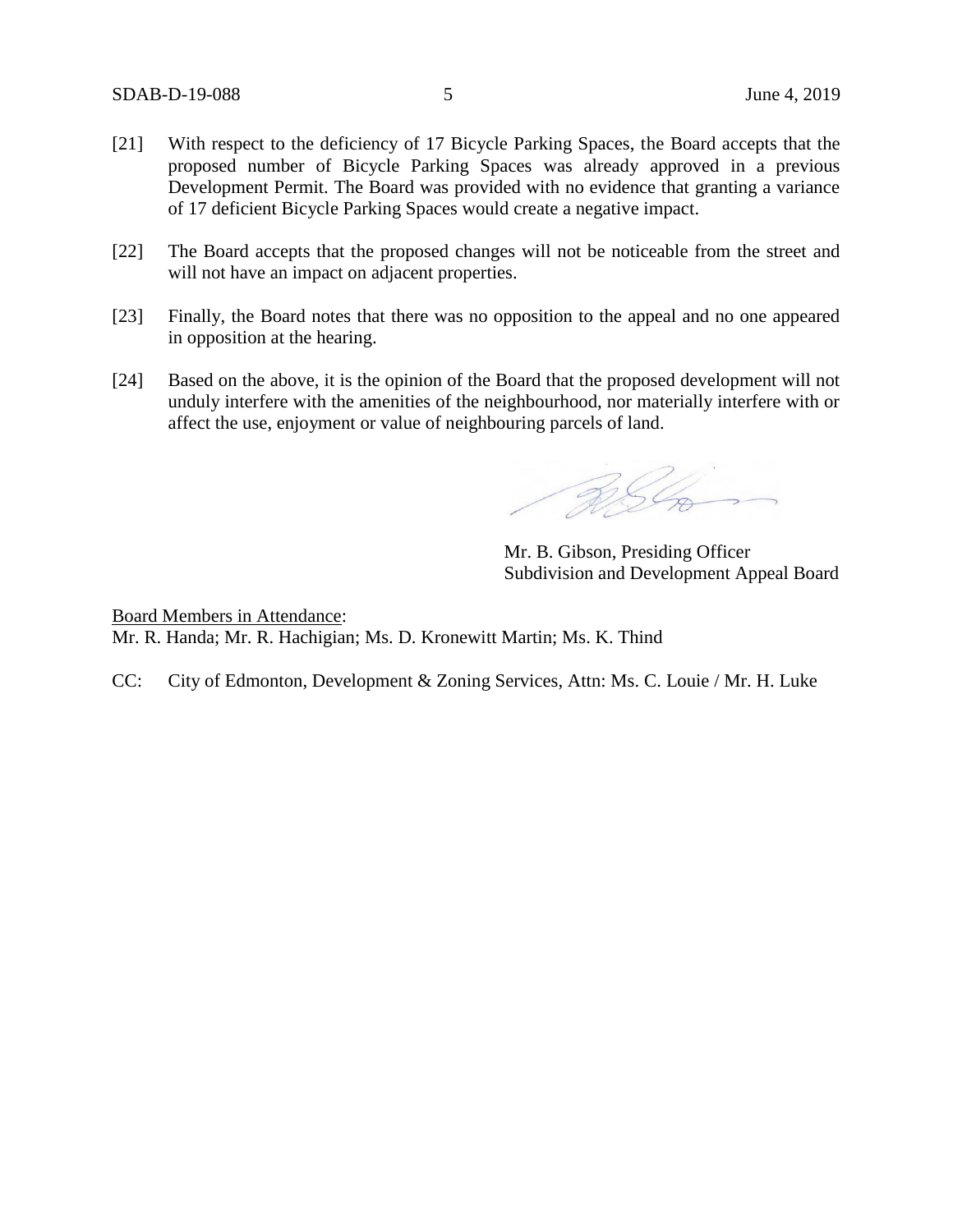[21] With respect to the deficiency of 17 Bicycle Parking Spaces, the Board accepts that the proposed number of Bicycle Parking Spaces was already approved in a previous Development Permit. The Board was provided with no evidence that granting a variance of 17 deficient Bicycle Parking Spaces would create a negative impact.

[22] The Board accepts that the proposed changes will not be noticeable from the street and will not have an impact on adjacent properties.

[23] Finally, the Board notes that there was no opposition to the appeal and no one appeared in opposition at the hearing.

[24] Based on the above, it is the opinion of the Board that the proposed development will not unduly interfere with the amenities of the neighbourhood, nor materially interfere with or affect the use, enjoyment or value of neighbouring parcels of land.

Mr. B. Gibson, Presiding Officer
Subdivision and Development Appeal Board

Board Members in Attendance:
Mr. R. Handa; Mr. R. Hachigian; Ms. D. Kronewitt Martin; Ms. K. Thind

CC: City of Edmonton, Development & Zoning Services, Attn: Ms. C. Louie / Mr. H. Luke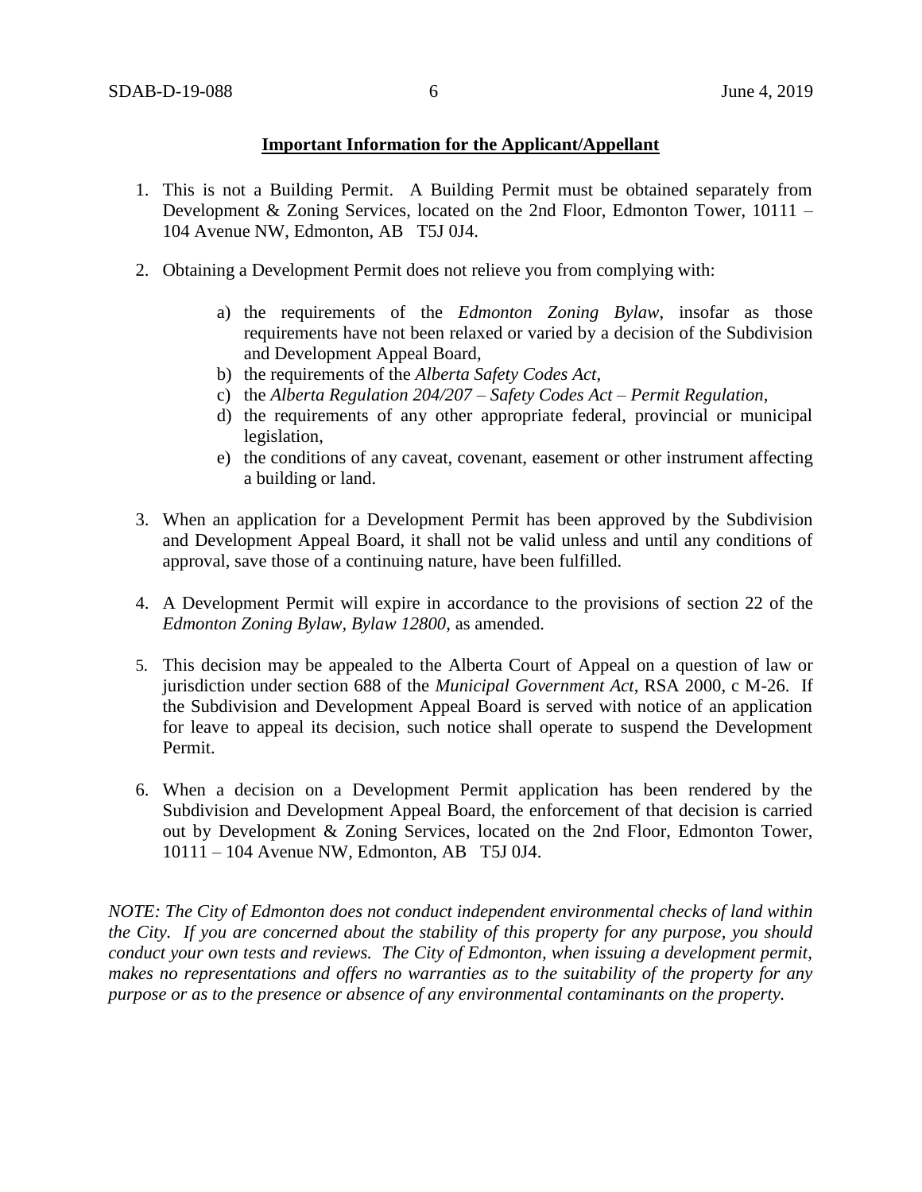**Important Information for the Applicant/Appellant**

1. This is not a Building Permit. A Building Permit must be obtained separately from Development & Zoning Services, located on the 2nd Floor, Edmonton Tower, 10111 – 104 Avenue NW, Edmonton, AB T5J 0J4.

2. Obtaining a Development Permit does not relieve you from complying with:

    a) the requirements of the *Edmonton Zoning Bylaw*, insofar as those requirements have not been relaxed or varied by a decision of the Subdivision and Development Appeal Board,
    b) the requirements of the *Alberta Safety Codes Act*,
    c) the *Alberta Regulation 204/207 – Safety Codes Act – Permit Regulation*,
    d) the requirements of any other appropriate federal, provincial or municipal legislation,
    e) the conditions of any caveat, covenant, easement or other instrument affecting a building or land.

3. When an application for a Development Permit has been approved by the Subdivision and Development Appeal Board, it shall not be valid unless and until any conditions of approval, save those of a continuing nature, have been fulfilled.

4. A Development Permit will expire in accordance to the provisions of section 22 of the *Edmonton Zoning Bylaw, Bylaw 12800*, as amended.

5. This decision may be appealed to the Alberta Court of Appeal on a question of law or jurisdiction under section 688 of the *Municipal Government Act*, RSA 2000, c M-26. If the Subdivision and Development Appeal Board is served with notice of an application for leave to appeal its decision, such notice shall operate to suspend the Development Permit.

6. When a decision on a Development Permit application has been rendered by the Subdivision and Development Appeal Board, the enforcement of that decision is carried out by Development & Zoning Services, located on the 2nd Floor, Edmonton Tower, 10111 – 104 Avenue NW, Edmonton, AB T5J 0J4.

*NOTE: The City of Edmonton does not conduct independent environmental checks of land within the City. If you are concerned about the stability of this property for any purpose, you should conduct your own tests and reviews. The City of Edmonton, when issuing a development permit, makes no representations and offers no warranties as to the suitability of the property for any purpose or as to the presence or absence of any environmental contaminants on the property.*